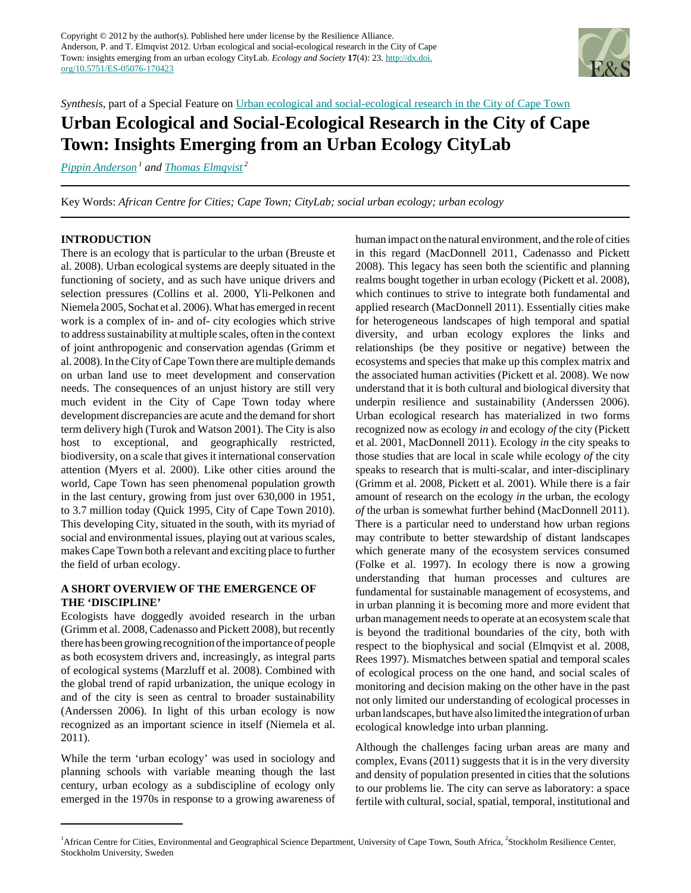Copyright © 2012 by the author(s). Published here under license by the Resilience Alliance.
Anderson, P. and T. Elmqvist 2012. Urban ecological and social-ecological research in the City of Cape Town: insights emerging from an urban ecology CityLab. *Ecology and Society* **17**(4): 23. http://dx.doi.org/10.5751/ES-05076-170423

*Synthesis*, part of a Special Feature on Urban ecological and social-ecological research in the City of Cape Town

# Urban Ecological and Social-Ecological Research in the City of Cape Town: Insights Emerging from an Urban Ecology CityLab

*Pippin Anderson* [1] *and Thomas Elmqvist* [2]

Key Words: *African Centre for Cities; Cape Town; CityLab; social urban ecology; urban ecology*

## INTRODUCTION

There is an ecology that is particular to the urban (Breuste et al. 2008). Urban ecological systems are deeply situated in the functioning of society, and as such have unique drivers and selection pressures (Collins et al. 2000, Yli-Pelkonen and Niemela 2005, Sochat et al. 2006). What has emerged in recent work is a complex of in- and of- city ecologies which strive to address sustainability at multiple scales, often in the context of joint anthropogenic and conservation agendas (Grimm et al. 2008). In the City of Cape Town there are multiple demands on urban land use to meet development and conservation needs. The consequences of an unjust history are still very much evident in the City of Cape Town today where development discrepancies are acute and the demand for short term delivery high (Turok and Watson 2001). The City is also host to exceptional, and geographically restricted, biodiversity, on a scale that gives it international conservation attention (Myers et al. 2000). Like other cities around the world, Cape Town has seen phenomenal population growth in the last century, growing from just over 630,000 in 1951, to 3.7 million today (Quick 1995, City of Cape Town 2010). This developing City, situated in the south, with its myriad of social and environmental issues, playing out at various scales, makes Cape Town both a relevant and exciting place to further the field of urban ecology.

## A SHORT OVERVIEW OF THE EMERGENCE OF THE 'DISCIPLINE'

Ecologists have doggedly avoided research in the urban (Grimm et al. 2008, Cadenasso and Pickett 2008), but recently there has been growing recognition of the importance of people as both ecosystem drivers and, increasingly, as integral parts of ecological systems (Marzluff et al. 2008). Combined with the global trend of rapid urbanization, the unique ecology in and of the city is seen as central to broader sustainability (Anderssen 2006). In light of this urban ecology is now recognized as an important science in itself (Niemela et al. 2011).

While the term 'urban ecology' was used in sociology and planning schools with variable meaning though the last century, urban ecology as a subdiscipline of ecology only emerged in the 1970s in response to a growing awareness of human impact on the natural environment, and the role of cities in this regard (MacDonnell 2011, Cadenasso and Pickett 2008). This legacy has seen both the scientific and planning realms bought together in urban ecology (Pickett et al. 2008), which continues to strive to integrate both fundamental and applied research (MacDonnell 2011). Essentially cities make for heterogeneous landscapes of high temporal and spatial diversity, and urban ecology explores the links and relationships (be they positive or negative) between the ecosystems and species that make up this complex matrix and the associated human activities (Pickett et al. 2008). We now understand that it is both cultural and biological diversity that underpin resilience and sustainability (Anderssen 2006). Urban ecological research has materialized in two forms recognized now as ecology *in* and ecology *of* the city (Pickett et al. 2001, MacDonnell 2011). Ecology *in* the city speaks to those studies that are local in scale while ecology *of* the city speaks to research that is multi-scalar, and inter-disciplinary (Grimm et al. 2008, Pickett et al. 2001). While there is a fair amount of research on the ecology *in* the urban, the ecology *of* the urban is somewhat further behind (MacDonnell 2011). There is a particular need to understand how urban regions may contribute to better stewardship of distant landscapes which generate many of the ecosystem services consumed (Folke et al. 1997). In ecology there is now a growing understanding that human processes and cultures are fundamental for sustainable management of ecosystems, and in urban planning it is becoming more and more evident that urban management needs to operate at an ecosystem scale that is beyond the traditional boundaries of the city, both with respect to the biophysical and social (Elmqvist et al. 2008, Rees 1997). Mismatches between spatial and temporal scales of ecological process on the one hand, and social scales of monitoring and decision making on the other have in the past not only limited our understanding of ecological processes in urban landscapes, but have also limited the integration of urban ecological knowledge into urban planning.

Although the challenges facing urban areas are many and complex, Evans (2011) suggests that it is in the very diversity and density of population presented in cities that the solutions to our problems lie. The city can serve as laboratory: a space fertile with cultural, social, spatial, temporal, institutional and

[1] African Centre for Cities, Environmental and Geographical Science Department, University of Cape Town, South Africa, [2] Stockholm Resilience Center, Stockholm University, Sweden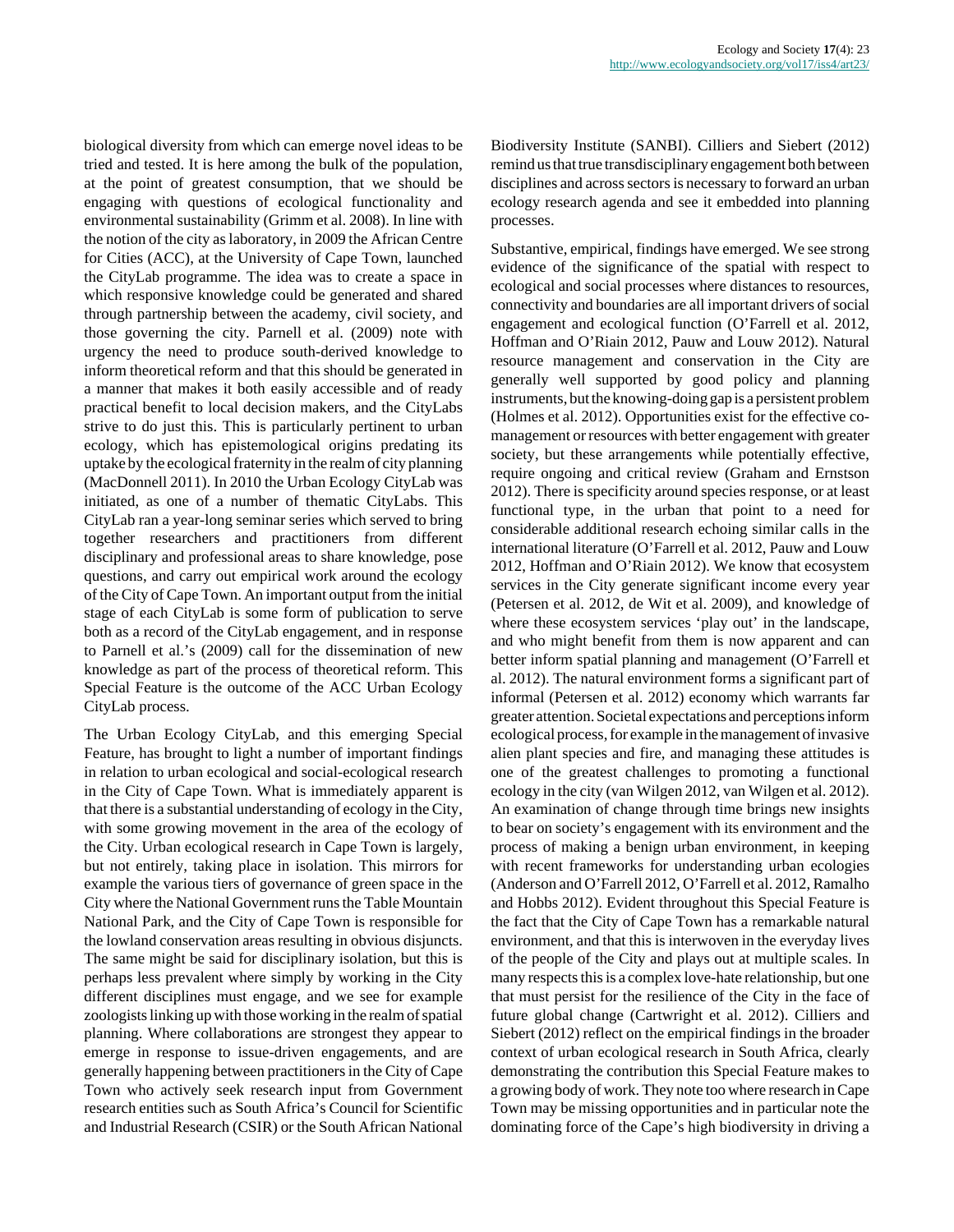biological diversity from which can emerge novel ideas to be tried and tested. It is here among the bulk of the population, at the point of greatest consumption, that we should be engaging with questions of ecological functionality and environmental sustainability (Grimm et al. 2008). In line with the notion of the city as laboratory, in 2009 the African Centre for Cities (ACC), at the University of Cape Town, launched the CityLab programme. The idea was to create a space in which responsive knowledge could be generated and shared through partnership between the academy, civil society, and those governing the city. Parnell et al. (2009) note with urgency the need to produce south-derived knowledge to inform theoretical reform and that this should be generated in a manner that makes it both easily accessible and of ready practical benefit to local decision makers, and the CityLabs strive to do just this. This is particularly pertinent to urban ecology, which has epistemological origins predating its uptake by the ecological fraternity in the realm of city planning (MacDonnell 2011). In 2010 the Urban Ecology CityLab was initiated, as one of a number of thematic CityLabs. This CityLab ran a year-long seminar series which served to bring together researchers and practitioners from different disciplinary and professional areas to share knowledge, pose questions, and carry out empirical work around the ecology of the City of Cape Town. An important output from the initial stage of each CityLab is some form of publication to serve both as a record of the CityLab engagement, and in response to Parnell et al.'s (2009) call for the dissemination of new knowledge as part of the process of theoretical reform. This Special Feature is the outcome of the ACC Urban Ecology CityLab process.

The Urban Ecology CityLab, and this emerging Special Feature, has brought to light a number of important findings in relation to urban ecological and social-ecological research in the City of Cape Town. What is immediately apparent is that there is a substantial understanding of ecology in the City, with some growing movement in the area of the ecology of the City. Urban ecological research in Cape Town is largely, but not entirely, taking place in isolation. This mirrors for example the various tiers of governance of green space in the City where the National Government runs the Table Mountain National Park, and the City of Cape Town is responsible for the lowland conservation areas resulting in obvious disjuncts. The same might be said for disciplinary isolation, but this is perhaps less prevalent where simply by working in the City different disciplines must engage, and we see for example zoologists linking up with those working in the realm of spatial planning. Where collaborations are strongest they appear to emerge in response to issue-driven engagements, and are generally happening between practitioners in the City of Cape Town who actively seek research input from Government research entities such as South Africa's Council for Scientific and Industrial Research (CSIR) or the South African National Biodiversity Institute (SANBI). Cilliers and Siebert (2012) remind us that true transdisciplinary engagement both between disciplines and across sectors is necessary to forward an urban ecology research agenda and see it embedded into planning processes.

Substantive, empirical, findings have emerged. We see strong evidence of the significance of the spatial with respect to ecological and social processes where distances to resources, connectivity and boundaries are all important drivers of social engagement and ecological function (O'Farrell et al. 2012, Hoffman and O'Riain 2012, Pauw and Louw 2012). Natural resource management and conservation in the City are generally well supported by good policy and planning instruments, but the knowing-doing gap is a persistent problem (Holmes et al. 2012). Opportunities exist for the effective co-management or resources with better engagement with greater society, but these arrangements while potentially effective, require ongoing and critical review (Graham and Ernstson 2012). There is specificity around species response, or at least functional type, in the urban that point to a need for considerable additional research echoing similar calls in the international literature (O'Farrell et al. 2012, Pauw and Louw 2012, Hoffman and O'Riain 2012). We know that ecosystem services in the City generate significant income every year (Petersen et al. 2012, de Wit et al. 2009), and knowledge of where these ecosystem services 'play out' in the landscape, and who might benefit from them is now apparent and can better inform spatial planning and management (O'Farrell et al. 2012). The natural environment forms a significant part of informal (Petersen et al. 2012) economy which warrants far greater attention. Societal expectations and perceptions inform ecological process, for example in the management of invasive alien plant species and fire, and managing these attitudes is one of the greatest challenges to promoting a functional ecology in the city (van Wilgen 2012, van Wilgen et al. 2012). An examination of change through time brings new insights to bear on society's engagement with its environment and the process of making a benign urban environment, in keeping with recent frameworks for understanding urban ecologies (Anderson and O'Farrell 2012, O'Farrell et al. 2012, Ramalho and Hobbs 2012). Evident throughout this Special Feature is the fact that the City of Cape Town has a remarkable natural environment, and that this is interwoven in the everyday lives of the people of the City and plays out at multiple scales. In many respects this is a complex love-hate relationship, but one that must persist for the resilience of the City in the face of future global change (Cartwright et al. 2012). Cilliers and Siebert (2012) reflect on the empirical findings in the broader context of urban ecological research in South Africa, clearly demonstrating the contribution this Special Feature makes to a growing body of work. They note too where research in Cape Town may be missing opportunities and in particular note the dominating force of the Cape's high biodiversity in driving a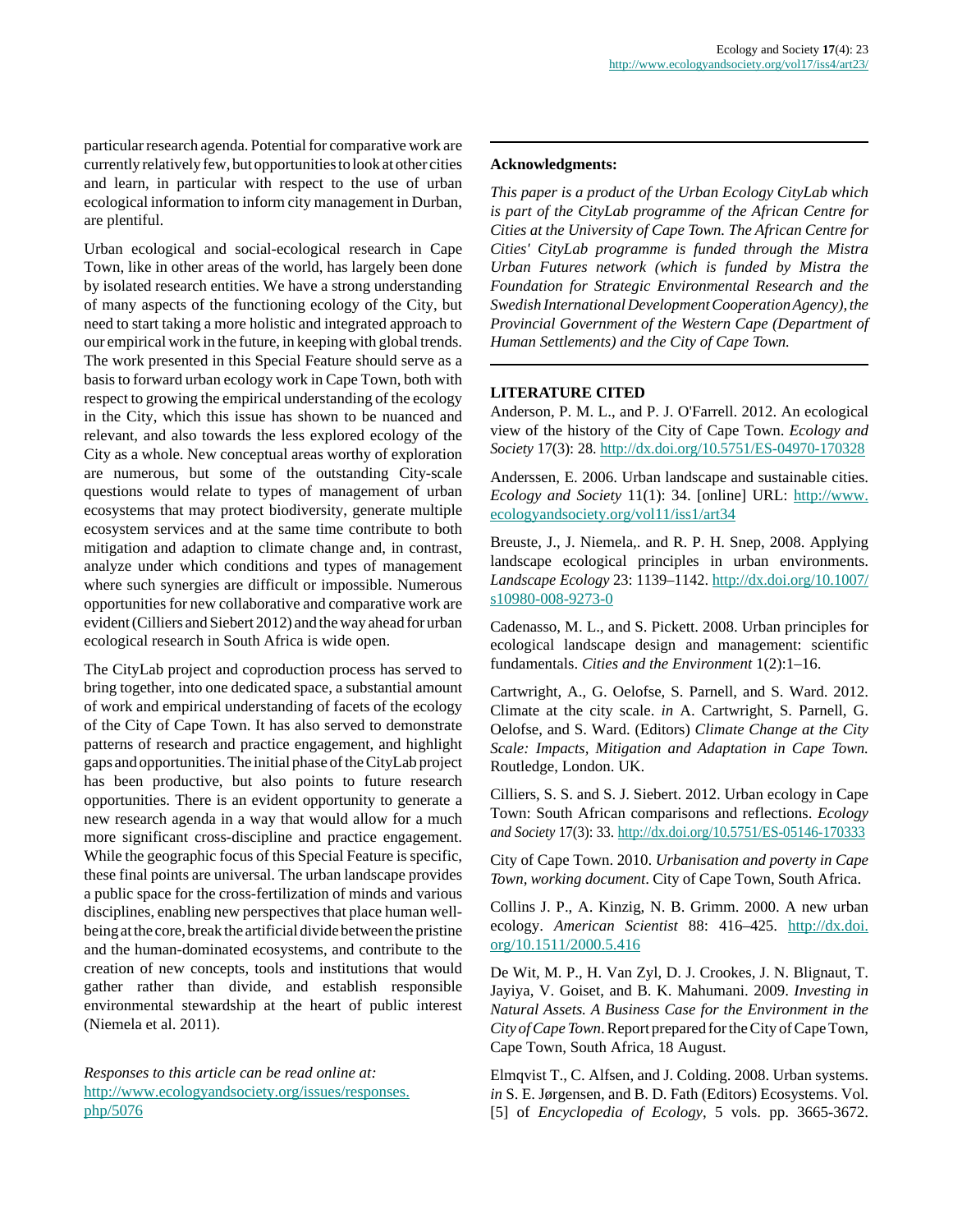particular research agenda. Potential for comparative work are currently relatively few, but opportunities to look at other cities and learn, in particular with respect to the use of urban ecological information to inform city management in Durban, are plentiful.

Urban ecological and social-ecological research in Cape Town, like in other areas of the world, has largely been done by isolated research entities. We have a strong understanding of many aspects of the functioning ecology of the City, but need to start taking a more holistic and integrated approach to our empirical work in the future, in keeping with global trends. The work presented in this Special Feature should serve as a basis to forward urban ecology work in Cape Town, both with respect to growing the empirical understanding of the ecology in the City, which this issue has shown to be nuanced and relevant, and also towards the less explored ecology of the City as a whole. New conceptual areas worthy of exploration are numerous, but some of the outstanding City-scale questions would relate to types of management of urban ecosystems that may protect biodiversity, generate multiple ecosystem services and at the same time contribute to both mitigation and adaption to climate change and, in contrast, analyze under which conditions and types of management where such synergies are difficult or impossible. Numerous opportunities for new collaborative and comparative work are evident (Cilliers and Siebert 2012) and the way ahead for urban ecological research in South Africa is wide open.

The CityLab project and coproduction process has served to bring together, into one dedicated space, a substantial amount of work and empirical understanding of facets of the ecology of the City of Cape Town. It has also served to demonstrate patterns of research and practice engagement, and highlight gaps and opportunities. The initial phase of the CityLab project has been productive, but also points to future research opportunities. There is an evident opportunity to generate a new research agenda in a way that would allow for a much more significant cross-discipline and practice engagement. While the geographic focus of this Special Feature is specific, these final points are universal. The urban landscape provides a public space for the cross-fertilization of minds and various disciplines, enabling new perspectives that place human well-being at the core, break the artificial divide between the pristine and the human-dominated ecosystems, and contribute to the creation of new concepts, tools and institutions that would gather rather than divide, and establish responsible environmental stewardship at the heart of public interest (Niemela et al. 2011).

*Responses to this article can be read online at:*
http://www.ecologyandsociety.org/issues/responses.php/5076

---

**Acknowledgments:**

*This paper is a product of the Urban Ecology CityLab which is part of the CityLab programme of the African Centre for Cities at the University of Cape Town. The African Centre for Cities' CityLab programme is funded through the Mistra Urban Futures network (which is funded by Mistra the Foundation for Strategic Environmental Research and the Swedish International Development Cooperation Agency), the Provincial Government of the Western Cape (Department of Human Settlements) and the City of Cape Town.*

---

**LITERATURE CITED**

Anderson, P. M. L., and P. J. O'Farrell. 2012. An ecological view of the history of the City of Cape Town. *Ecology and Society* 17(3): 28. http://dx.doi.org/10.5751/ES-04970-170328

Anderssen, E. 2006. Urban landscape and sustainable cities. *Ecology and Society* 11(1): 34. [online] URL: http://www.ecologyandsociety.org/vol11/iss1/art34

Breuste, J., J. Niemela,. and R. P. H. Snep, 2008. Applying landscape ecological principles in urban environments. *Landscape Ecology* 23: 1139–1142. http://dx.doi.org/10.1007/s10980-008-9273-0

Cadenasso, M. L., and S. Pickett. 2008. Urban principles for ecological landscape design and management: scientific fundamentals. *Cities and the Environment* 1(2):1–16.

Cartwright, A., G. Oelofse, S. Parnell, and S. Ward. 2012. Climate at the city scale. *in* A. Cartwright, S. Parnell, G. Oelofse, and S. Ward. (Editors) *Climate Change at the City Scale: Impacts, Mitigation and Adaptation in Cape Town.* Routledge, London. UK.

Cilliers, S. S. and S. J. Siebert. 2012. Urban ecology in Cape Town: South African comparisons and reflections. *Ecology and Society* 17(3): 33. http://dx.doi.org/10.5751/ES-05146-170333

City of Cape Town. 2010. *Urbanisation and poverty in Cape Town, working document*. City of Cape Town, South Africa.

Collins J. P., A. Kinzig, N. B. Grimm. 2000. A new urban ecology. *American Scientist* 88: 416–425. http://dx.doi.org/10.1511/2000.5.416

De Wit, M. P., H. Van Zyl, D. J. Crookes, J. N. Blignaut, T. Jayiya, V. Goiset, and B. K. Mahumani. 2009. *Investing in Natural Assets. A Business Case for the Environment in the City of Cape Town*. Report prepared for the City of Cape Town, Cape Town, South Africa, 18 August.

Elmqvist T., C. Alfsen, and J. Colding. 2008. Urban systems. *in* S. E. Jørgensen, and B. D. Fath (Editors) Ecosystems. Vol. [5] of *Encyclopedia of Ecology*, 5 vols. pp. 3665-3672.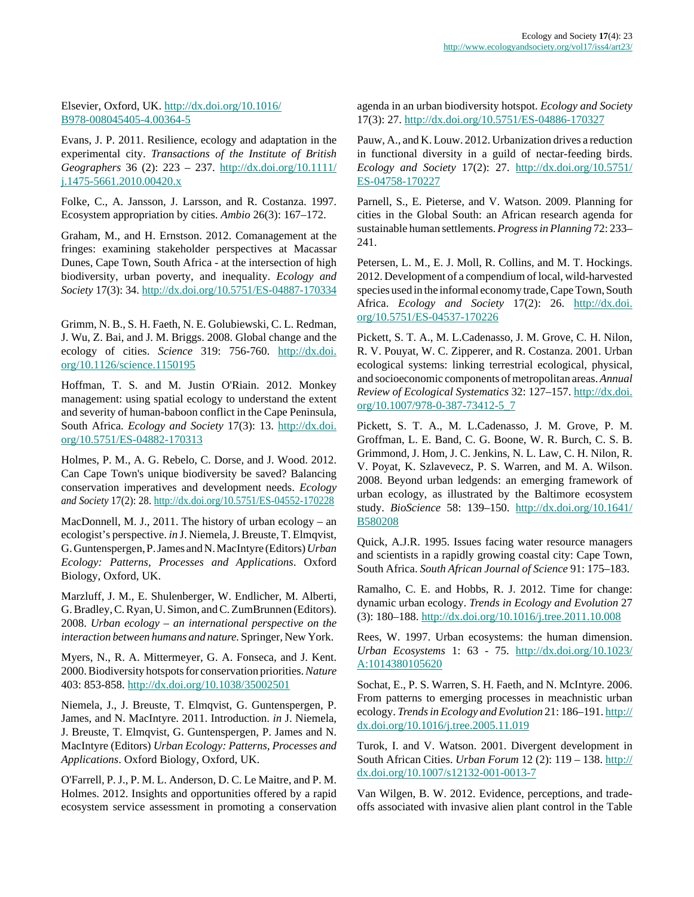Elsevier, Oxford, UK. http://dx.doi.org/10.1016/B978-008045405-4.00364-5

Evans, J. P. 2011. Resilience, ecology and adaptation in the experimental city. *Transactions of the Institute of British Geographers* 36 (2): 223 – 237. http://dx.doi.org/10.1111/j.1475-5661.2010.00420.x

Folke, C., A. Jansson, J. Larsson, and R. Costanza. 1997. Ecosystem appropriation by cities. *Ambio* 26(3): 167–172.

Graham, M., and H. Ernstson. 2012. Comanagement at the fringes: examining stakeholder perspectives at Macassar Dunes, Cape Town, South Africa - at the intersection of high biodiversity, urban poverty, and inequality. *Ecology and Society* 17(3): 34. http://dx.doi.org/10.5751/ES-04887-170334

Grimm, N. B., S. H. Faeth, N. E. Golubiewski, C. L. Redman, J. Wu, Z. Bai, and J. M. Briggs. 2008. Global change and the ecology of cities. *Science* 319: 756-760. http://dx.doi.org/10.1126/science.1150195

Hoffman, T. S. and M. Justin O'Riain. 2012. Monkey management: using spatial ecology to understand the extent and severity of human-baboon conflict in the Cape Peninsula, South Africa. *Ecology and Society* 17(3): 13. http://dx.doi.org/10.5751/ES-04882-170313

Holmes, P. M., A. G. Rebelo, C. Dorse, and J. Wood. 2012. Can Cape Town's unique biodiversity be saved? Balancing conservation imperatives and development needs. *Ecology and Society* 17(2): 28. http://dx.doi.org/10.5751/ES-04552-170228

MacDonnell, M. J., 2011. The history of urban ecology – an ecologist's perspective. *in* J. Niemela, J. Breuste, T. Elmqvist, G. Guntenspergen, P. James and N. MacIntyre (Editors) *Urban Ecology: Patterns, Processes and Applications*. Oxford Biology, Oxford, UK.

Marzluff, J. M., E. Shulenberger, W. Endlicher, M. Alberti, G. Bradley, C. Ryan, U. Simon, and C. ZumBrunnen (Editors). 2008. *Urban ecology – an international perspective on the interaction between humans and nature.* Springer, New York.

Myers, N., R. A. Mittermeyer, G. A. Fonseca, and J. Kent. 2000. Biodiversity hotspots for conservation priorities. *Nature* 403: 853-858. http://dx.doi.org/10.1038/35002501

Niemela, J., J. Breuste, T. Elmqvist, G. Guntenspergen, P. James, and N. MacIntyre. 2011. Introduction. *in* J. Niemela, J. Breuste, T. Elmqvist, G. Guntenspergen, P. James and N. MacIntyre (Editors) *Urban Ecology: Patterns, Processes and Applications*. Oxford Biology, Oxford, UK.

O'Farrell, P. J., P. M. L. Anderson, D. C. Le Maitre, and P. M. Holmes. 2012. Insights and opportunities offered by a rapid ecosystem service assessment in promoting a conservation agenda in an urban biodiversity hotspot. *Ecology and Society* 17(3): 27. http://dx.doi.org/10.5751/ES-04886-170327

Pauw, A., and K. Louw. 2012. Urbanization drives a reduction in functional diversity in a guild of nectar-feeding birds. *Ecology and Society* 17(2): 27. http://dx.doi.org/10.5751/ES-04758-170227

Parnell, S., E. Pieterse, and V. Watson. 2009. Planning for cities in the Global South: an African research agenda for sustainable human settlements. *Progress in Planning* 72: 233–241.

Petersen, L. M., E. J. Moll, R. Collins, and M. T. Hockings. 2012. Development of a compendium of local, wild-harvested species used in the informal economy trade, Cape Town, South Africa. *Ecology and Society* 17(2): 26. http://dx.doi.org/10.5751/ES-04537-170226

Pickett, S. T. A., M. L.Cadenasso, J. M. Grove, C. H. Nilon, R. V. Pouyat, W. C. Zipperer, and R. Costanza. 2001. Urban ecological systems: linking terrestrial ecological, physical, and socioeconomic components of metropolitan areas. *Annual Review of Ecological Systematics* 32: 127–157. http://dx.doi.org/10.1007/978-0-387-73412-5_7

Pickett, S. T. A., M. L.Cadenasso, J. M. Grove, P. M. Groffman, L. E. Band, C. G. Boone, W. R. Burch, C. S. B. Grimmond, J. Hom, J. C. Jenkins, N. L. Law, C. H. Nilon, R. V. Poyat, K. Szlavevecz, P. S. Warren, and M. A. Wilson. 2008. Beyond urban ledgends: an emerging framework of urban ecology, as illustrated by the Baltimore ecosystem study. *BioScience* 58: 139–150. http://dx.doi.org/10.1641/B580208

Quick, A.J.R. 1995. Issues facing water resource managers and scientists in a rapidly growing coastal city: Cape Town, South Africa. *South African Journal of Science* 91: 175–183.

Ramalho, C. E. and Hobbs, R. J. 2012. Time for change: dynamic urban ecology. *Trends in Ecology and Evolution* 27 (3): 180–188. http://dx.doi.org/10.1016/j.tree.2011.10.008

Rees, W. 1997. Urban ecosystems: the human dimension. *Urban Ecosystems* 1: 63 - 75. http://dx.doi.org/10.1023/A:1014380105620

Sochat, E., P. S. Warren, S. H. Faeth, and N. McIntyre. 2006. From patterns to emerging processes in meachnistic urban ecology. *Trends in Ecology and Evolution* 21: 186–191. http://dx.doi.org/10.1016/j.tree.2005.11.019

Turok, I. and V. Watson. 2001. Divergent development in South African Cities. *Urban Forum* 12 (2): 119 – 138. http://dx.doi.org/10.1007/s12132-001-0013-7

Van Wilgen, B. W. 2012. Evidence, perceptions, and trade-offs associated with invasive alien plant control in the Table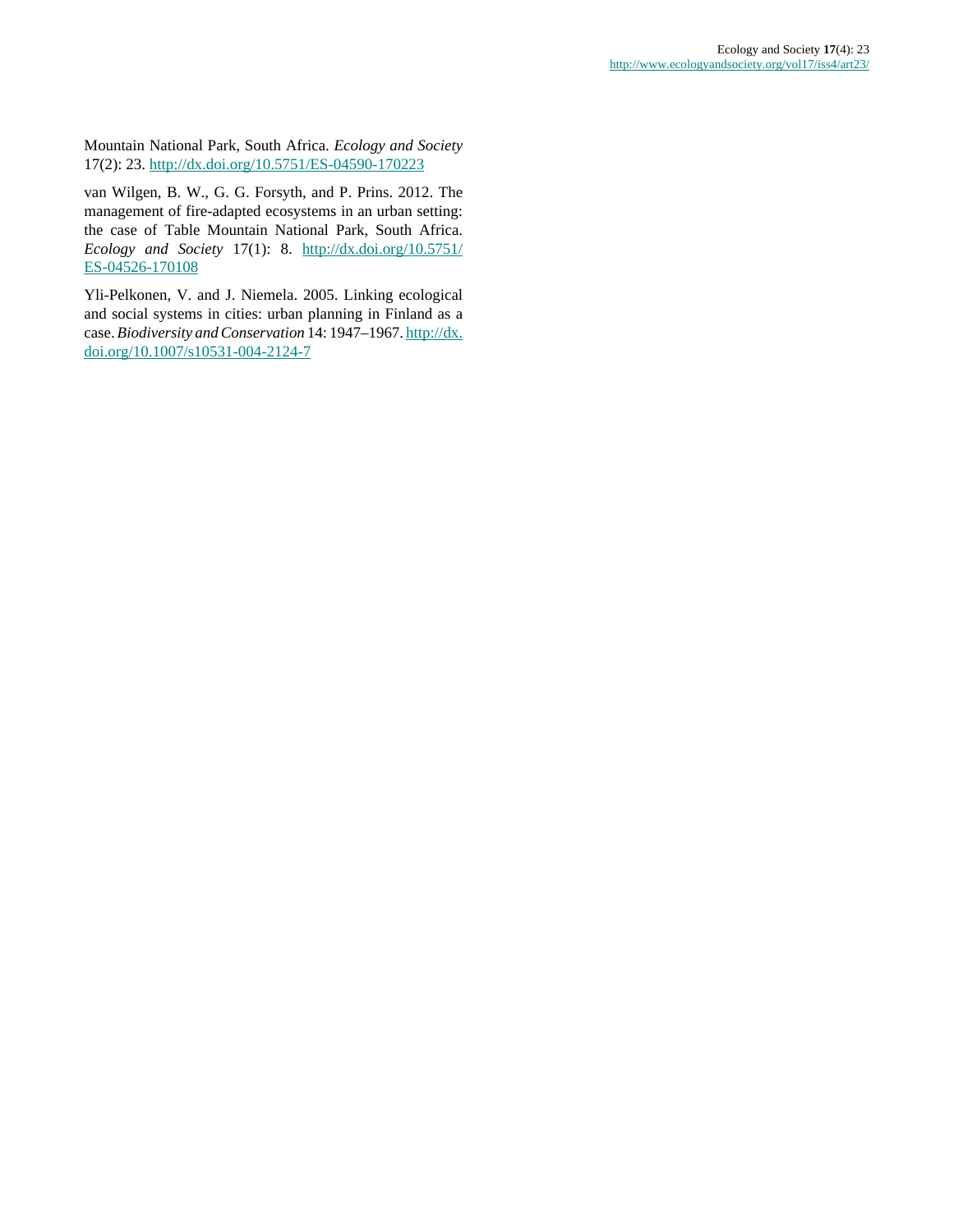Mountain National Park, South Africa. *Ecology and Society* 17(2): 23. http://dx.doi.org/10.5751/ES-04590-170223

van Wilgen, B. W., G. G. Forsyth, and P. Prins. 2012. The management of fire-adapted ecosystems in an urban setting: the case of Table Mountain National Park, South Africa. *Ecology and Society* 17(1): 8. http://dx.doi.org/10.5751/ES-04526-170108

Yli-Pelkonen, V. and J. Niemela. 2005. Linking ecological and social systems in cities: urban planning in Finland as a case. *Biodiversity and Conservation* 14: 1947–1967. http://dx.doi.org/10.1007/s10531-004-2124-7